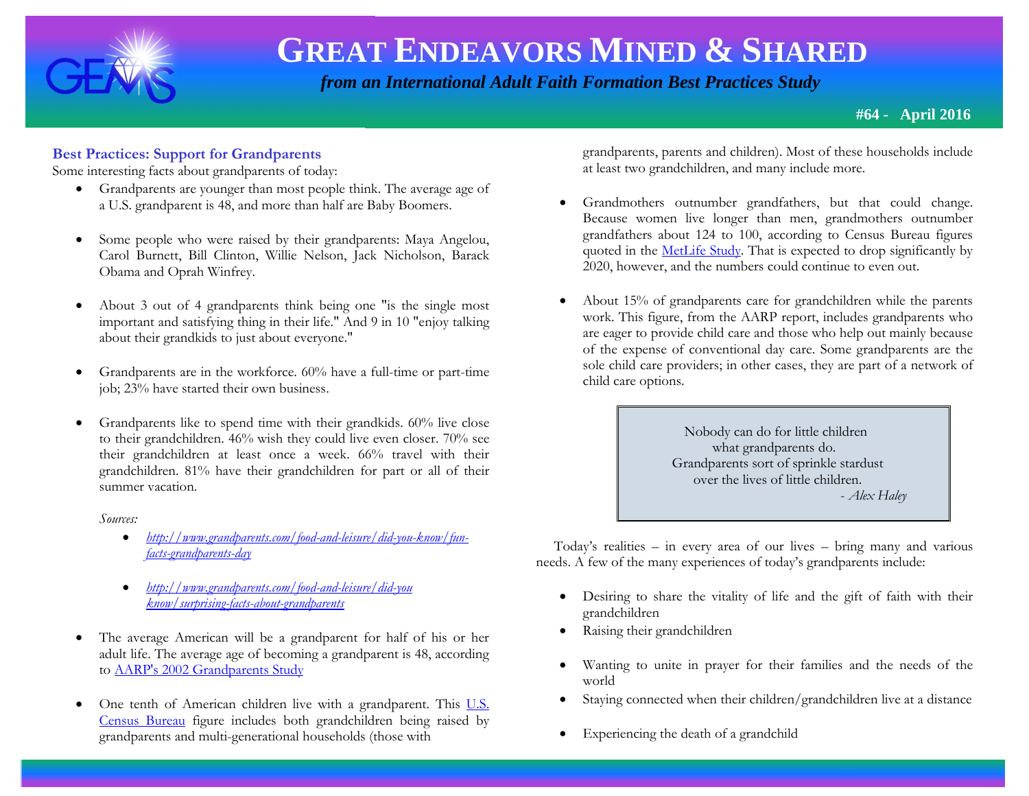# GREAT ENDEAVORS MINED & SHARED

*from an International Adult Faith Formation Best Practices Study*

**#64 - April 2016**

## Best Practices: Support for Grandparents

Some interesting facts about grandparents of today:

- Grandparents are younger than most people think. The average age of a U.S. grandparent is 48, and more than half are Baby Boomers.

- Some people who were raised by their grandparents: Maya Angelou, Carol Burnett, Bill Clinton, Willie Nelson, Jack Nicholson, Barack Obama and Oprah Winfrey.

- About 3 out of 4 grandparents think being one "is the single most important and satisfying thing in their life." And 9 in 10 "enjoy talking about their grandkids to just about everyone."

- Grandparents are in the workforce. 60% have a full-time or part-time job; 23% have started their own business.

- Grandparents like to spend time with their grandkids. 60% live close to their grandchildren. 46% wish they could live even closer. 70% see their grandchildren at least once a week. 66% travel with their grandchildren. 81% have their grandchildren for part or all of their summer vacation.

  *Sources:*
  - *http://www.grandparents.com/food-and-leisure/did-you-know/fun-facts-grandparents-day*
  - *http://www.grandparents.com/food-and-leisure/did-you know/surprising-facts-about-grandparents*

- The average American will be a grandparent for half of his or her adult life. The average age of becoming a grandparent is 48, according to AARP's 2002 Grandparents Study

- One tenth of American children live with a grandparent. This U.S. Census Bureau figure includes both grandchildren being raised by grandparents and multi-generational households (those with grandparents, parents and children). Most of these households include at least two grandchildren, and many include more.

- Grandmothers outnumber grandfathers, but that could change. Because women live longer than men, grandmothers outnumber grandfathers about 124 to 100, according to Census Bureau figures quoted in the MetLife Study. That is expected to drop significantly by 2020, however, and the numbers could continue to even out.

- About 15% of grandparents care for grandchildren while the parents work. This figure, from the AARP report, includes grandparents who are eager to provide child care and those who help out mainly because of the expense of conventional day care. Some grandparents are the sole child care providers; in other cases, they are part of a network of child care options.

> Nobody can do for little children
> what grandparents do.
> Grandparents sort of sprinkle stardust
> over the lives of little children.
> - *Alex Haley*

Today's realities – in every area of our lives – bring many and various needs. A few of the many experiences of today's grandparents include:

- Desiring to share the vitality of life and the gift of faith with their grandchildren
- Raising their grandchildren
- Wanting to unite in prayer for their families and the needs of the world
- Staying connected when their children/grandchildren live at a distance
- Experiencing the death of a grandchild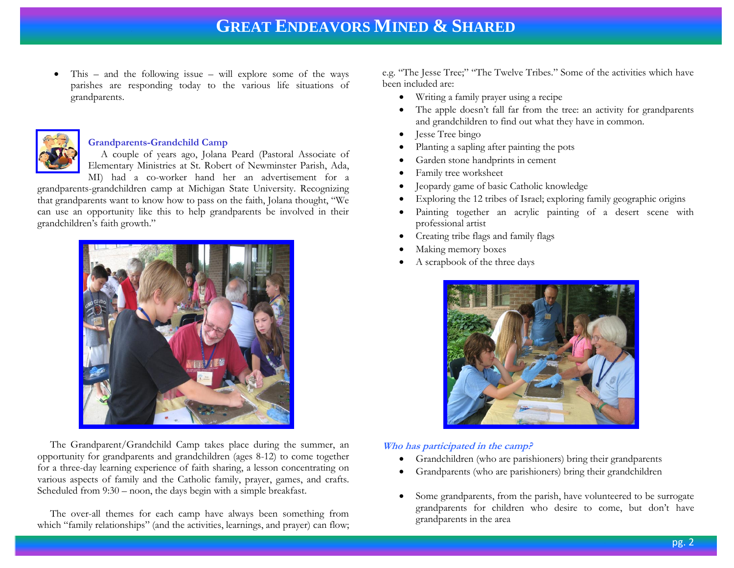- This – and the following issue – will explore some of the ways parishes are responding today to the various life situations of grandparents.

### Grandparents-Grandchild Camp

A couple of years ago, Jolana Peard (Pastoral Associate of Elementary Ministries at St. Robert of Newminster Parish, Ada, MI) had a co-worker hand her an advertisement for a grandparents-grandchildren camp at Michigan State University. Recognizing that grandparents want to know how to pass on the faith, Jolana thought, "We can use an opportunity like this to help grandparents be involved in their grandchildren's faith growth."

The Grandparent/Grandchild Camp takes place during the summer, an opportunity for grandparents and grandchildren (ages 8-12) to come together for a three-day learning experience of faith sharing, a lesson concentrating on various aspects of family and the Catholic family, prayer, games, and crafts. Scheduled from 9:30 – noon, the days begin with a simple breakfast.

The over-all themes for each camp have always been something from which "family relationships" (and the activities, learnings, and prayer) can flow; e.g. "The Jesse Tree;" "The Twelve Tribes." Some of the activities which have been included are:

- Writing a family prayer using a recipe
- The apple doesn't fall far from the tree: an activity for grandparents and grandchildren to find out what they have in common.
- Jesse Tree bingo
- Planting a sapling after painting the pots
- Garden stone handprints in cement
- Family tree worksheet
- Jeopardy game of basic Catholic knowledge
- Exploring the 12 tribes of Israel; exploring family geographic origins
- Painting together an acrylic painting of a desert scene with professional artist
- Creating tribe flags and family flags
- Making memory boxes
- A scrapbook of the three days

***Who has participated in the camp?***

- Grandchildren (who are parishioners) bring their grandparents
- Grandparents (who are parishioners) bring their grandchildren

- Some grandparents, from the parish, have volunteered to be surrogate grandparents for children who desire to come, but don't have grandparents in the area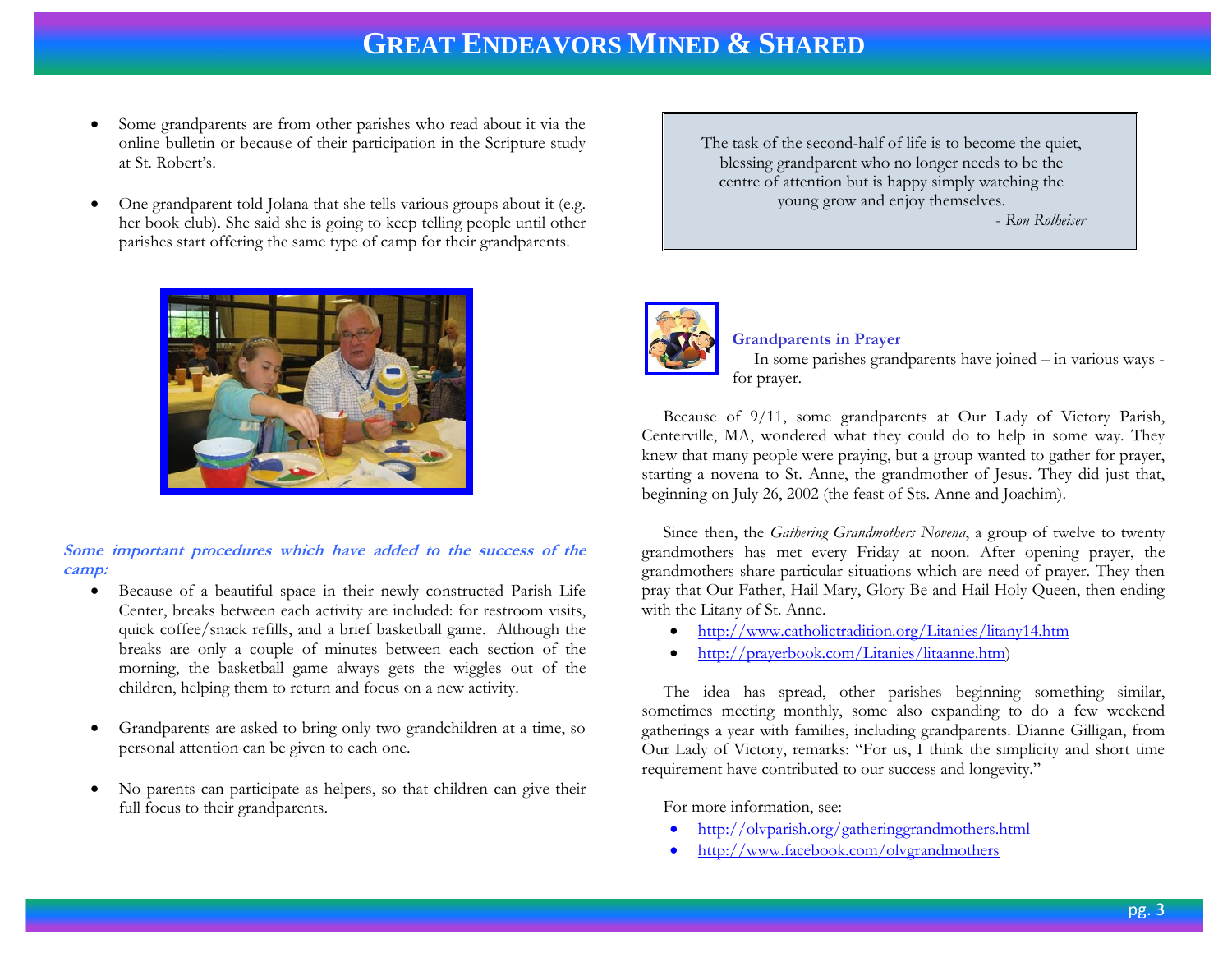- Some grandparents are from other parishes who read about it via the online bulletin or because of their participation in the Scripture study at St. Robert's.

- One grandparent told Jolana that she tells various groups about it (e.g. her book club). She said she is going to keep telling people until other parishes start offering the same type of camp for their grandparents.

***Some important procedures which have added to the success of the camp:***

- Because of a beautiful space in their newly constructed Parish Life Center, breaks between each activity are included: for restroom visits, quick coffee/snack refills, and a brief basketball game. Although the breaks are only a couple of minutes between each section of the morning, the basketball game always gets the wiggles out of the children, helping them to return and focus on a new activity.

- Grandparents are asked to bring only two grandchildren at a time, so personal attention can be given to each one.

- No parents can participate as helpers, so that children can give their full focus to their grandparents.

> The task of the second-half of life is to become the quiet, blessing grandparent who no longer needs to be the centre of attention but is happy simply watching the young grow and enjoy themselves.
>
> *- Ron Rolheiser*

### Grandparents in Prayer

In some parishes grandparents have joined – in various ways - for prayer.

Because of 9/11, some grandparents at Our Lady of Victory Parish, Centerville, MA, wondered what they could do to help in some way. They knew that many people were praying, but a group wanted to gather for prayer, starting a novena to St. Anne, the grandmother of Jesus. They did just that, beginning on July 26, 2002 (the feast of Sts. Anne and Joachim).

Since then, the *Gathering Grandmothers Novena*, a group of twelve to twenty grandmothers has met every Friday at noon. After opening prayer, the grandmothers share particular situations which are need of prayer. They then pray that Our Father, Hail Mary, Glory Be and Hail Holy Queen, then ending with the Litany of St. Anne.

- http://www.catholictradition.org/Litanies/litany14.htm
- http://prayerbook.com/Litanies/litaanne.htm)

The idea has spread, other parishes beginning something similar, sometimes meeting monthly, some also expanding to do a few weekend gatherings a year with families, including grandparents. Dianne Gilligan, from Our Lady of Victory, remarks: "For us, I think the simplicity and short time requirement have contributed to our success and longevity."

For more information, see:

- http://olvparish.org/gatheringgrandmothers.html
- http://www.facebook.com/olvgrandmothers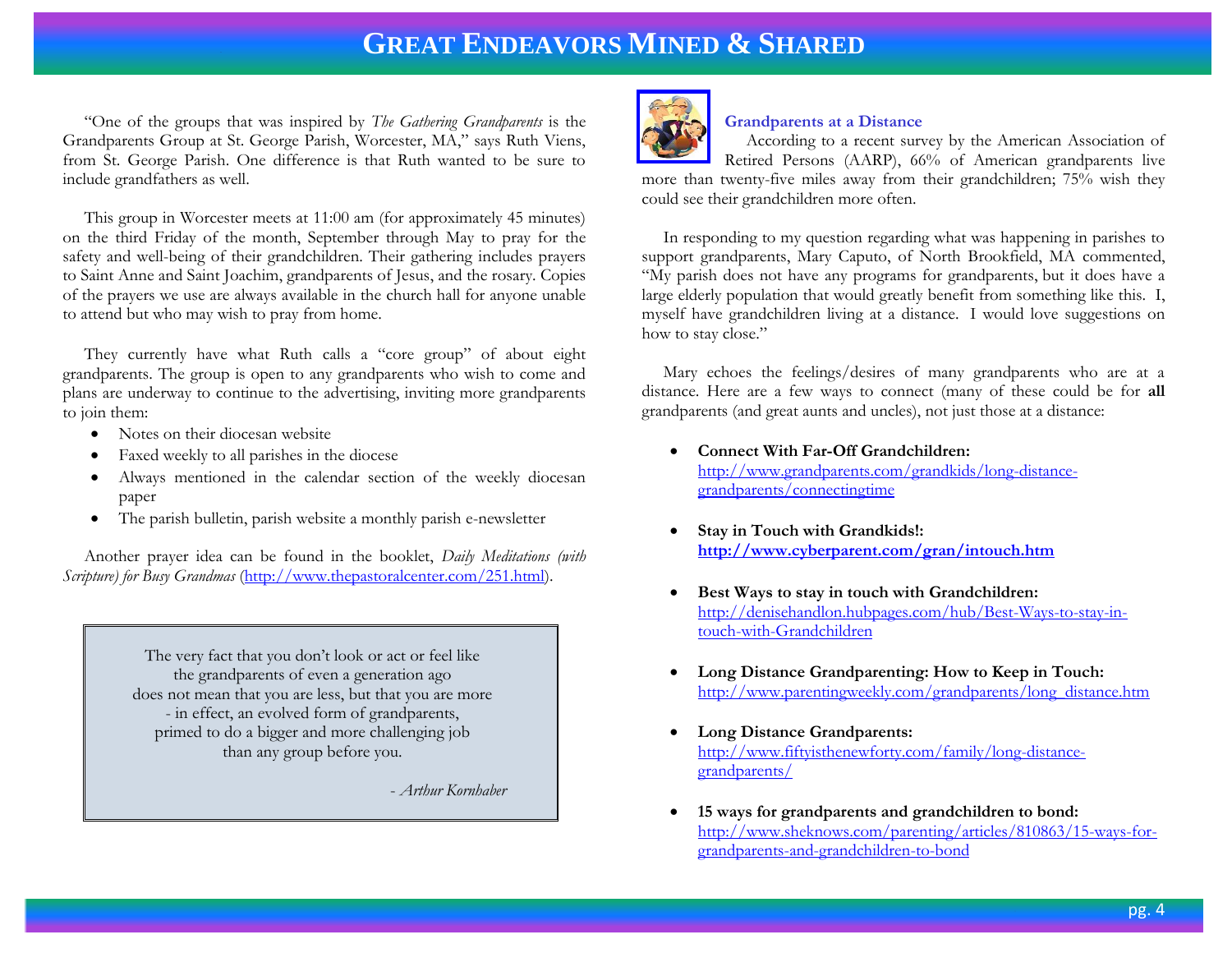"One of the groups that was inspired by *The Gathering Grandparents* is the Grandparents Group at St. George Parish, Worcester, MA," says Ruth Viens, from St. George Parish. One difference is that Ruth wanted to be sure to include grandfathers as well.

This group in Worcester meets at 11:00 am (for approximately 45 minutes) on the third Friday of the month, September through May to pray for the safety and well-being of their grandchildren. Their gathering includes prayers to Saint Anne and Saint Joachim, grandparents of Jesus, and the rosary. Copies of the prayers we use are always available in the church hall for anyone unable to attend but who may wish to pray from home.

They currently have what Ruth calls a "core group" of about eight grandparents. The group is open to any grandparents who wish to come and plans are underway to continue to the advertising, inviting more grandparents to join them:

- Notes on their diocesan website
- Faxed weekly to all parishes in the diocese
- Always mentioned in the calendar section of the weekly diocesan paper
- The parish bulletin, parish website a monthly parish e-newsletter

Another prayer idea can be found in the booklet, *Daily Meditations (with Scripture) for Busy Grandmas* (http://www.thepastoralcenter.com/251.html).

> The very fact that you don't look or act or feel like the grandparents of even a generation ago does not mean that you are less, but that you are more - in effect, an evolved form of grandparents, primed to do a bigger and more challenging job than any group before you.
>
> *- Arthur Kornhaber*

### Grandparents at a Distance

According to a recent survey by the American Association of Retired Persons (AARP), 66% of American grandparents live more than twenty-five miles away from their grandchildren; 75% wish they could see their grandchildren more often.

In responding to my question regarding what was happening in parishes to support grandparents, Mary Caputo, of North Brookfield, MA commented, "My parish does not have any programs for grandparents, but it does have a large elderly population that would greatly benefit from something like this. I, myself have grandchildren living at a distance. I would love suggestions on how to stay close."

Mary echoes the feelings/desires of many grandparents who are at a distance. Here are a few ways to connect (many of these could be for **all** grandparents (and great aunts and uncles), not just those at a distance:

- **Connect With Far-Off Grandchildren:** http://www.grandparents.com/grandkids/long-distance-grandparents/connectingtime
- **Stay in Touch with Grandkids!:** **http://www.cyberparent.com/gran/intouch.htm**
- **Best Ways to stay in touch with Grandchildren:** http://denisehandlon.hubpages.com/hub/Best-Ways-to-stay-in-touch-with-Grandchildren
- **Long Distance Grandparenting: How to Keep in Touch:** http://www.parentingweekly.com/grandparents/long_distance.htm
- **Long Distance Grandparents:** http://www.fiftyisthenewforty.com/family/long-distance-grandparents/
- **15 ways for grandparents and grandchildren to bond:** http://www.sheknows.com/parenting/articles/810863/15-ways-for-grandparents-and-grandchildren-to-bond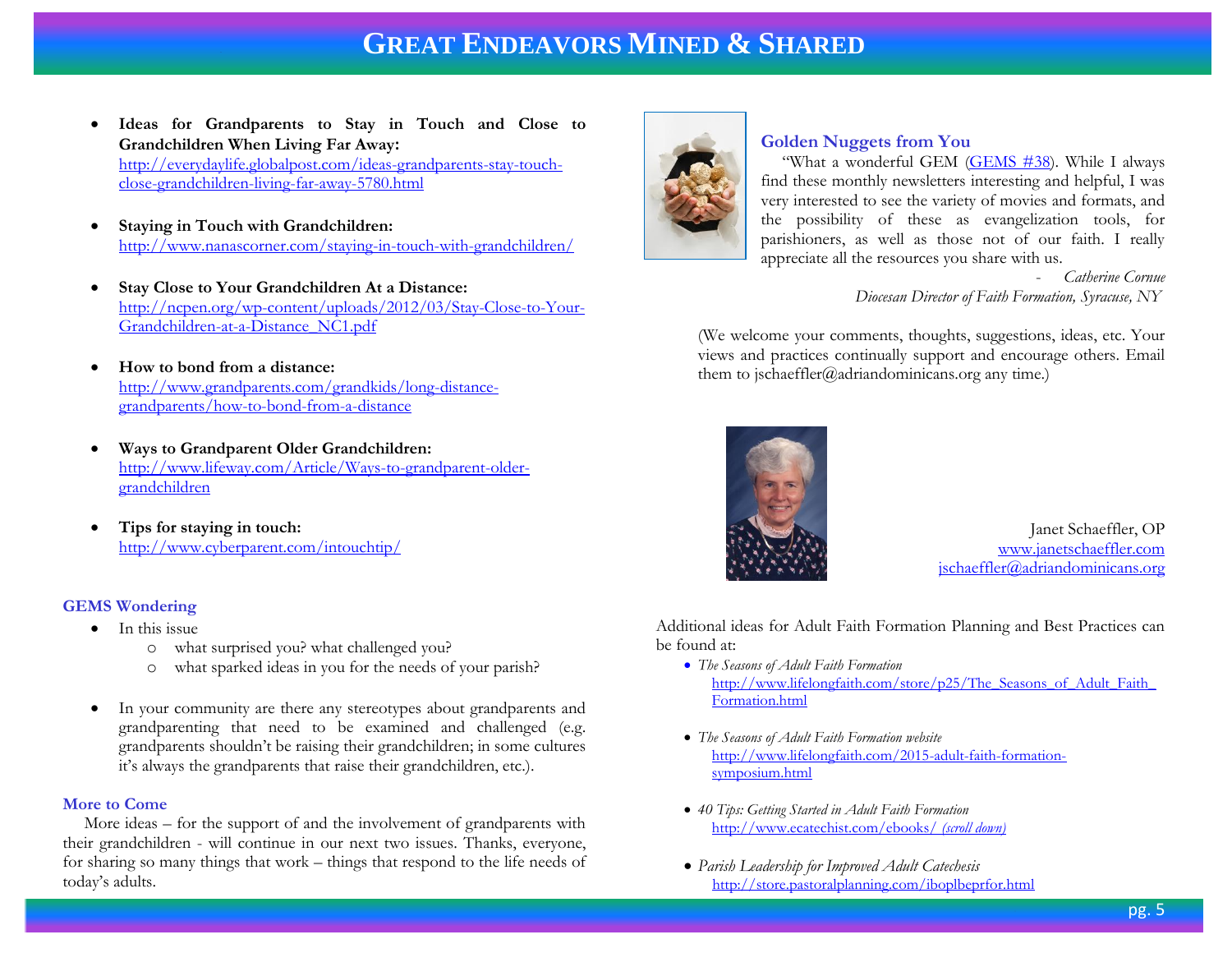- **Ideas for Grandparents to Stay in Touch and Close to Grandchildren When Living Far Away:** http://everydaylife.globalpost.com/ideas-grandparents-stay-touch-close-grandchildren-living-far-away-5780.html

- **Staying in Touch with Grandchildren:** http://www.nanascorner.com/staying-in-touch-with-grandchildren/

- **Stay Close to Your Grandchildren At a Distance:** http://ncpen.org/wp-content/uploads/2012/03/Stay-Close-to-Your-Grandchildren-at-a-Distance_NC1.pdf

- **How to bond from a distance:** http://www.grandparents.com/grandkids/long-distance-grandparents/how-to-bond-from-a-distance

- **Ways to Grandparent Older Grandchildren:** http://www.lifeway.com/Article/Ways-to-grandparent-older-grandchildren

- **Tips for staying in touch:** http://www.cyberparent.com/intouchtip/

### GEMS Wondering

- In this issue
  - what surprised you? what challenged you?
  - what sparked ideas in you for the needs of your parish?

- In your community are there any stereotypes about grandparents and grandparenting that need to be examined and challenged (e.g. grandparents shouldn't be raising their grandchildren; in some cultures it's always the grandparents that raise their grandchildren, etc.).

### More to Come

More ideas – for the support of and the involvement of grandparents with their grandchildren - will continue in our next two issues. Thanks, everyone, for sharing so many things that work – things that respond to the life needs of today's adults.

### Golden Nuggets from You

"What a wonderful GEM (GEMS #38). While I always find these monthly newsletters interesting and helpful, I was very interested to see the variety of movies and formats, and the possibility of these as evangelization tools, for parishioners, as well as those not of our faith. I really appreciate all the resources you share with us.

- *Catherine Cornue*
*Diocesan Director of Faith Formation, Syracuse, NY*

(We welcome your comments, thoughts, suggestions, ideas, etc. Your views and practices continually support and encourage others. Email them to jschaeffler@adriandominicans.org any time.)

Janet Schaeffler, OP
www.janetschaeffler.com
jschaeffler@adriandominicans.org

Additional ideas for Adult Faith Formation Planning and Best Practices can be found at:

- *The Seasons of Adult Faith Formation*
  http://www.lifelongfaith.com/store/p25/The_Seasons_of_Adult_Faith_Formation.html

- *The Seasons of Adult Faith Formation website*
  http://www.lifelongfaith.com/2015-adult-faith-formation-symposium.html

- *40 Tips: Getting Started in Adult Faith Formation*
  http://www.ecatechist.com/ebooks/ *(scroll down)*

- *Parish Leadership for Improved Adult Catechesis*
  http://store.pastoralplanning.com/iboplbeprfor.html